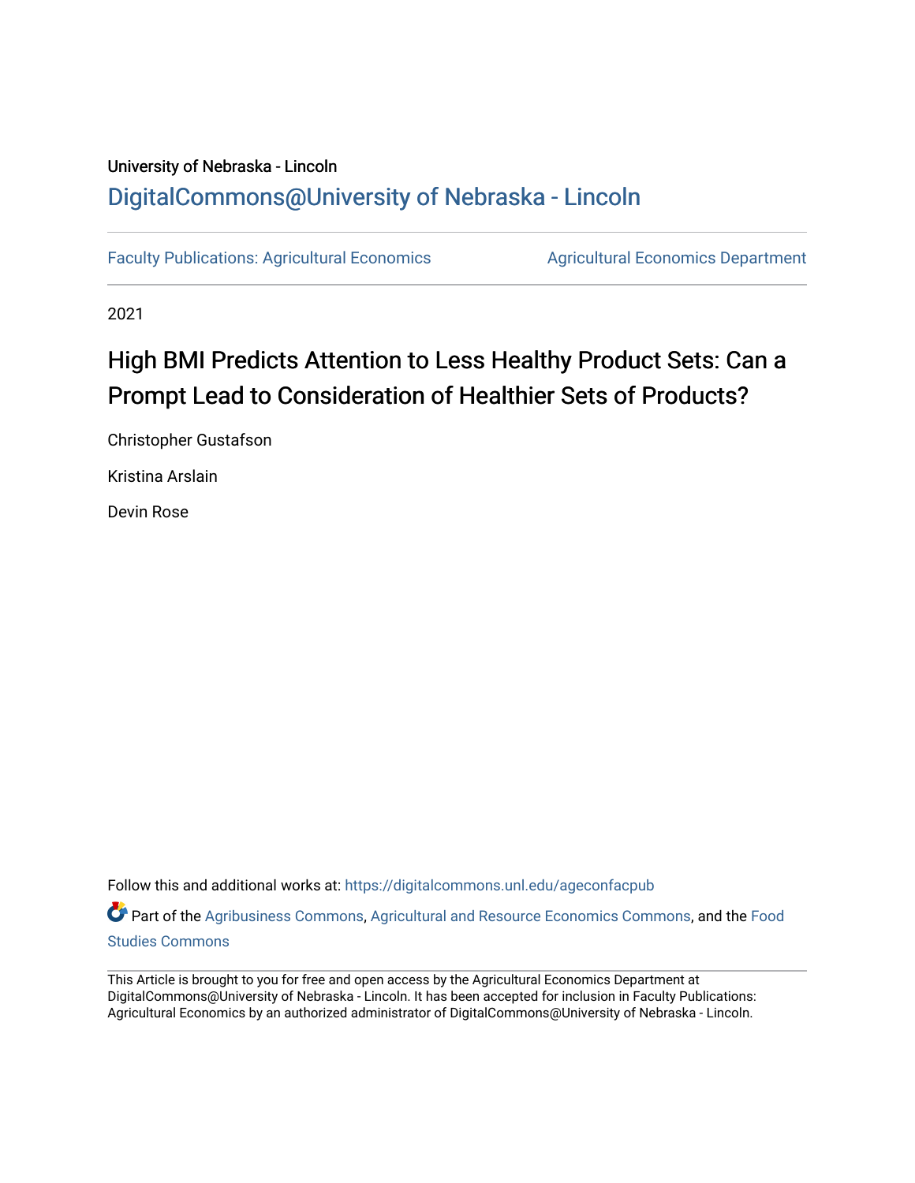University of Nebraska - Lincoln

## DigitalCommons@University of Nebraska - Lincoln

Faculty Publications: Agricultural Economics | Agricultural Economics Department

2021

# High BMI Predicts Attention to Less Healthy Product Sets: Can a Prompt Lead to Consideration of Healthier Sets of Products?

Christopher Gustafson

Kristina Arslain

Devin Rose

Follow this and additional works at: https://digitalcommons.unl.edu/ageconfacpub

Part of the Agribusiness Commons, Agricultural and Resource Economics Commons, and the Food Studies Commons

This Article is brought to you for free and open access by the Agricultural Economics Department at DigitalCommons@University of Nebraska - Lincoln. It has been accepted for inclusion in Faculty Publications: Agricultural Economics by an authorized administrator of DigitalCommons@University of Nebraska - Lincoln.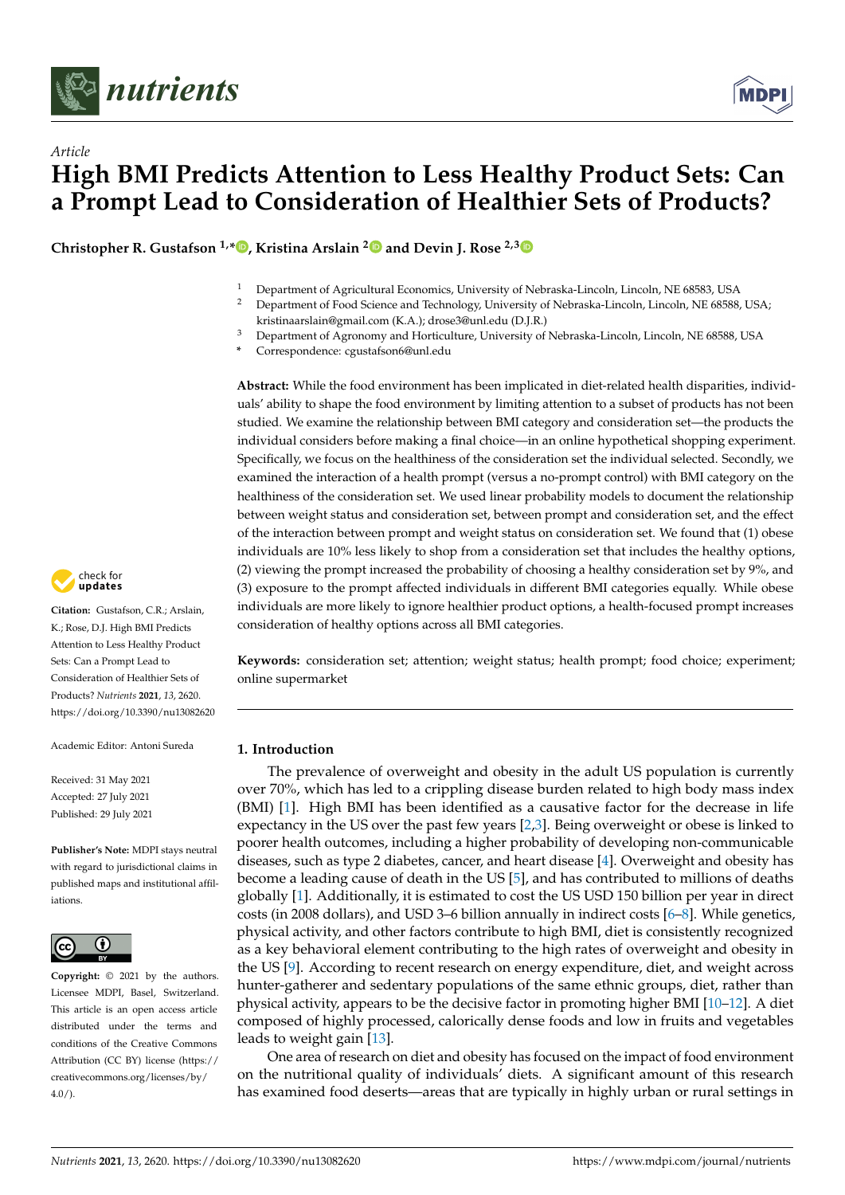## Article

# High BMI Predicts Attention to Less Healthy Product Sets: Can a Prompt Lead to Consideration of Healthier Sets of Products?

**Christopher R. Gustafson [1,*], Kristina Arslain [2] and Devin J. Rose [2,3]**

[1] Department of Agricultural Economics, University of Nebraska-Lincoln, Lincoln, NE 68583, USA
[2] Department of Food Science and Technology, University of Nebraska-Lincoln, Lincoln, NE 68588, USA; kristinaarslain@gmail.com (K.A.); drose3@unl.edu (D.J.R.)
[3] Department of Agronomy and Horticulture, University of Nebraska-Lincoln, Lincoln, NE 68588, USA
\* Correspondence: cgustafson6@unl.edu

**Abstract:** While the food environment has been implicated in diet-related health disparities, individuals' ability to shape the food environment by limiting attention to a subset of products has not been studied. We examine the relationship between BMI category and consideration set—the products the individual considers before making a final choice—in an online hypothetical shopping experiment. Specifically, we focus on the healthiness of the consideration set the individual selected. Secondly, we examined the interaction of a health prompt (versus a no-prompt control) with BMI category on the healthiness of the consideration set. We used linear probability models to document the relationship between weight status and consideration set, between prompt and consideration set, and the effect of the interaction between prompt and weight status on consideration set. We found that (1) obese individuals are 10% less likely to shop from a consideration set that includes the healthy options, (2) viewing the prompt increased the probability of choosing a healthy consideration set by 9%, and (3) exposure to the prompt affected individuals in different BMI categories equally. While obese individuals are more likely to ignore healthier product options, a health-focused prompt increases consideration of healthy options across all BMI categories.

**Keywords:** consideration set; attention; weight status; health prompt; food choice; experiment; online supermarket

**Citation:** Gustafson, C.R.; Arslain, K.; Rose, D.J. High BMI Predicts Attention to Less Healthy Product Sets: Can a Prompt Lead to Consideration of Healthier Sets of Products? *Nutrients* **2021**, *13*, 2620. https://doi.org/10.3390/nu13082620

Academic Editor: Antoni Sureda

Received: 31 May 2021
Accepted: 27 July 2021
Published: 29 July 2021

**Publisher's Note:** MDPI stays neutral with regard to jurisdictional claims in published maps and institutional affiliations.

**Copyright:** © 2021 by the authors. Licensee MDPI, Basel, Switzerland. This article is an open access article distributed under the terms and conditions of the Creative Commons Attribution (CC BY) license (https://creativecommons.org/licenses/by/4.0/).

## 1. Introduction

The prevalence of overweight and obesity in the adult US population is currently over 70%, which has led to a crippling disease burden related to high body mass index (BMI) [1]. High BMI has been identified as a causative factor for the decrease in life expectancy in the US over the past few years [2,3]. Being overweight or obese is linked to poorer health outcomes, including a higher probability of developing non-communicable diseases, such as type 2 diabetes, cancer, and heart disease [4]. Overweight and obesity has become a leading cause of death in the US [5], and has contributed to millions of deaths globally [1]. Additionally, it is estimated to cost the US USD 150 billion per year in direct costs (in 2008 dollars), and USD 3–6 billion annually in indirect costs [6–8]. While genetics, physical activity, and other factors contribute to high BMI, diet is consistently recognized as a key behavioral element contributing to the high rates of overweight and obesity in the US [9]. According to recent research on energy expenditure, diet, and weight across hunter-gatherer and sedentary populations of the same ethnic groups, diet, rather than physical activity, appears to be the decisive factor in promoting higher BMI [10–12]. A diet composed of highly processed, calorically dense foods and low in fruits and vegetables leads to weight gain [13].

One area of research on diet and obesity has focused on the impact of food environment on the nutritional quality of individuals' diets. A significant amount of this research has examined food deserts—areas that are typically in highly urban or rural settings in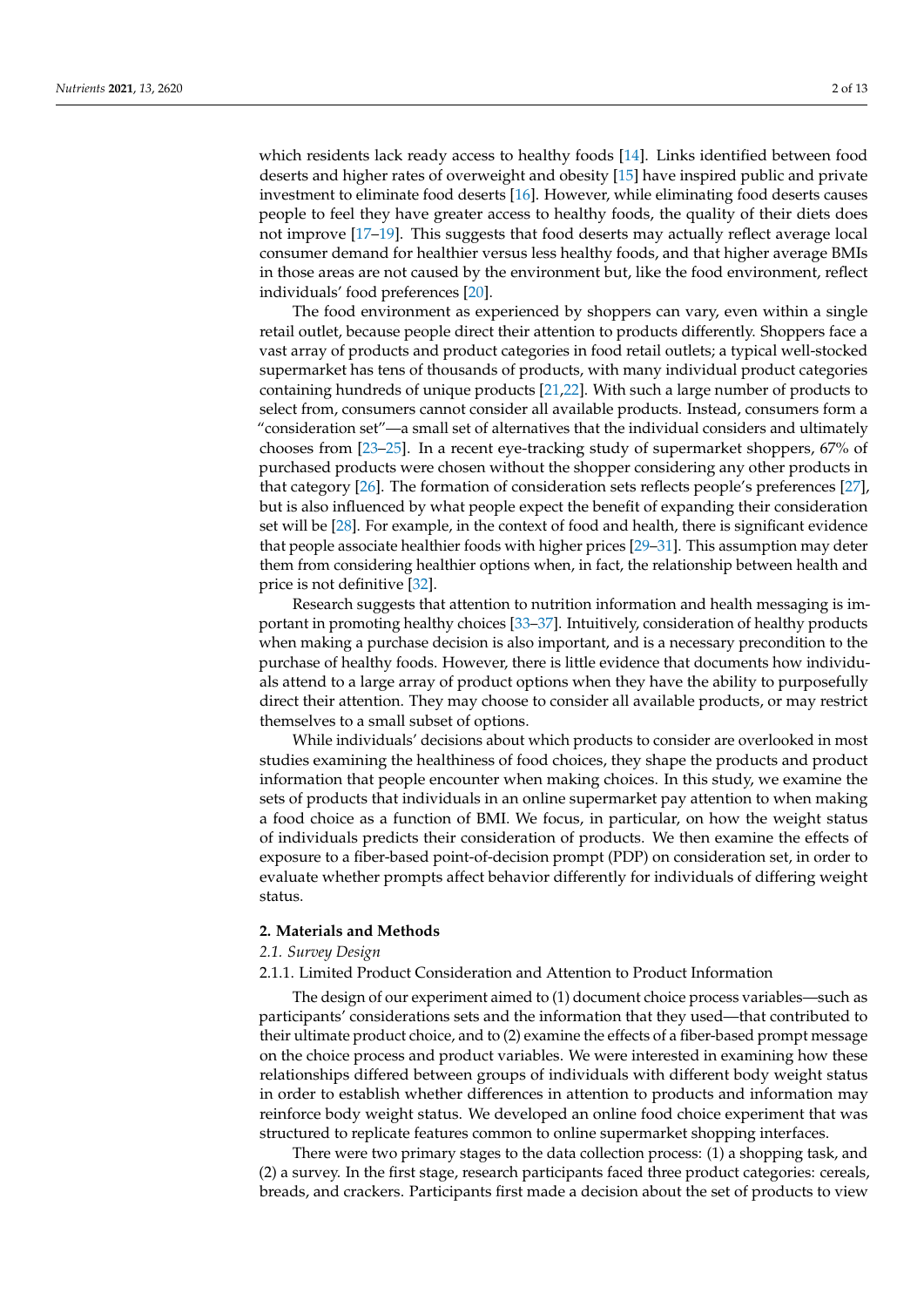which residents lack ready access to healthy foods [14]. Links identified between food deserts and higher rates of overweight and obesity [15] have inspired public and private investment to eliminate food deserts [16]. However, while eliminating food deserts causes people to feel they have greater access to healthy foods, the quality of their diets does not improve [17–19]. This suggests that food deserts may actually reflect average local consumer demand for healthier versus less healthy foods, and that higher average BMIs in those areas are not caused by the environment but, like the food environment, reflect individuals' food preferences [20].

The food environment as experienced by shoppers can vary, even within a single retail outlet, because people direct their attention to products differently. Shoppers face a vast array of products and product categories in food retail outlets; a typical well-stocked supermarket has tens of thousands of products, with many individual product categories containing hundreds of unique products [21,22]. With such a large number of products to select from, consumers cannot consider all available products. Instead, consumers form a "consideration set"—a small set of alternatives that the individual considers and ultimately chooses from [23–25]. In a recent eye-tracking study of supermarket shoppers, 67% of purchased products were chosen without the shopper considering any other products in that category [26]. The formation of consideration sets reflects people's preferences [27], but is also influenced by what people expect the benefit of expanding their consideration set will be [28]. For example, in the context of food and health, there is significant evidence that people associate healthier foods with higher prices [29–31]. This assumption may deter them from considering healthier options when, in fact, the relationship between health and price is not definitive [32].

Research suggests that attention to nutrition information and health messaging is important in promoting healthy choices [33–37]. Intuitively, consideration of healthy products when making a purchase decision is also important, and is a necessary precondition to the purchase of healthy foods. However, there is little evidence that documents how individuals attend to a large array of product options when they have the ability to purposefully direct their attention. They may choose to consider all available products, or may restrict themselves to a small subset of options.

While individuals' decisions about which products to consider are overlooked in most studies examining the healthiness of food choices, they shape the products and product information that people encounter when making choices. In this study, we examine the sets of products that individuals in an online supermarket pay attention to when making a food choice as a function of BMI. We focus, in particular, on how the weight status of individuals predicts their consideration of products. We then examine the effects of exposure to a fiber-based point-of-decision prompt (PDP) on consideration set, in order to evaluate whether prompts affect behavior differently for individuals of differing weight status.

## 2. Materials and Methods

### *2.1. Survey Design*

#### 2.1.1. Limited Product Consideration and Attention to Product Information

The design of our experiment aimed to (1) document choice process variables—such as participants' considerations sets and the information that they used—that contributed to their ultimate product choice, and to (2) examine the effects of a fiber-based prompt message on the choice process and product variables. We were interested in examining how these relationships differed between groups of individuals with different body weight status in order to establish whether differences in attention to products and information may reinforce body weight status. We developed an online food choice experiment that was structured to replicate features common to online supermarket shopping interfaces.

There were two primary stages to the data collection process: (1) a shopping task, and (2) a survey. In the first stage, research participants faced three product categories: cereals, breads, and crackers. Participants first made a decision about the set of products to view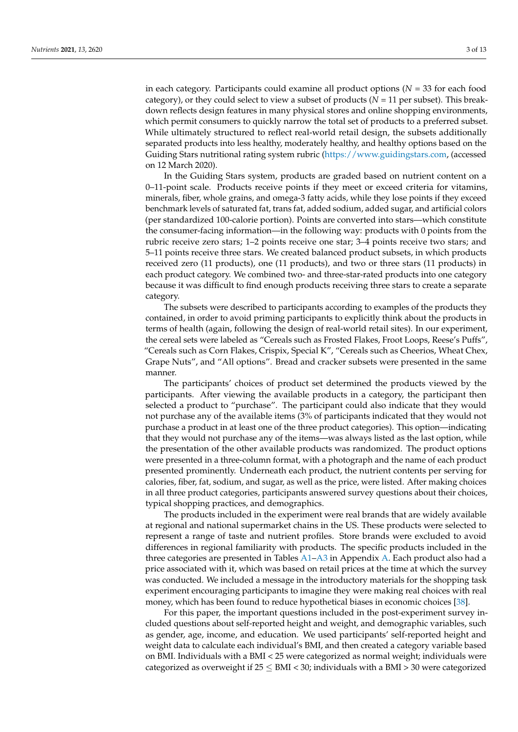in each category. Participants could examine all product options ($N$ = 33 for each food category), or they could select to view a subset of products ($N$ = 11 per subset). This breakdown reflects design features in many physical stores and online shopping environments, which permit consumers to quickly narrow the total set of products to a preferred subset. While ultimately structured to reflect real-world retail design, the subsets additionally separated products into less healthy, moderately healthy, and healthy options based on the Guiding Stars nutritional rating system rubric (https://www.guidingstars.com, (accessed on 12 March 2020).

In the Guiding Stars system, products are graded based on nutrient content on a 0–11-point scale. Products receive points if they meet or exceed criteria for vitamins, minerals, fiber, whole grains, and omega-3 fatty acids, while they lose points if they exceed benchmark levels of saturated fat, trans fat, added sodium, added sugar, and artificial colors (per standardized 100-calorie portion). Points are converted into stars—which constitute the consumer-facing information—in the following way: products with 0 points from the rubric receive zero stars; 1–2 points receive one star; 3–4 points receive two stars; and 5–11 points receive three stars. We created balanced product subsets, in which products received zero (11 products), one (11 products), and two or three stars (11 products) in each product category. We combined two- and three-star-rated products into one category because it was difficult to find enough products receiving three stars to create a separate category.

The subsets were described to participants according to examples of the products they contained, in order to avoid priming participants to explicitly think about the products in terms of health (again, following the design of real-world retail sites). In our experiment, the cereal sets were labeled as "Cereals such as Frosted Flakes, Froot Loops, Reese's Puffs", "Cereals such as Corn Flakes, Crispix, Special K", "Cereals such as Cheerios, Wheat Chex, Grape Nuts", and "All options". Bread and cracker subsets were presented in the same manner.

The participants' choices of product set determined the products viewed by the participants. After viewing the available products in a category, the participant then selected a product to "purchase". The participant could also indicate that they would not purchase any of the available items (3% of participants indicated that they would not purchase a product in at least one of the three product categories). This option—indicating that they would not purchase any of the items—was always listed as the last option, while the presentation of the other available products was randomized. The product options were presented in a three-column format, with a photograph and the name of each product presented prominently. Underneath each product, the nutrient contents per serving for calories, fiber, fat, sodium, and sugar, as well as the price, were listed. After making choices in all three product categories, participants answered survey questions about their choices, typical shopping practices, and demographics.

The products included in the experiment were real brands that are widely available at regional and national supermarket chains in the US. These products were selected to represent a range of taste and nutrient profiles. Store brands were excluded to avoid differences in regional familiarity with products. The specific products included in the three categories are presented in Tables A1–A3 in Appendix A. Each product also had a price associated with it, which was based on retail prices at the time at which the survey was conducted. We included a message in the introductory materials for the shopping task experiment encouraging participants to imagine they were making real choices with real money, which has been found to reduce hypothetical biases in economic choices [38].

For this paper, the important questions included in the post-experiment survey included questions about self-reported height and weight, and demographic variables, such as gender, age, income, and education. We used participants' self-reported height and weight data to calculate each individual's BMI, and then created a category variable based on BMI. Individuals with a BMI < 25 were categorized as normal weight; individuals were categorized as overweight if $25 \leq$ BMI < 30; individuals with a BMI > 30 were categorized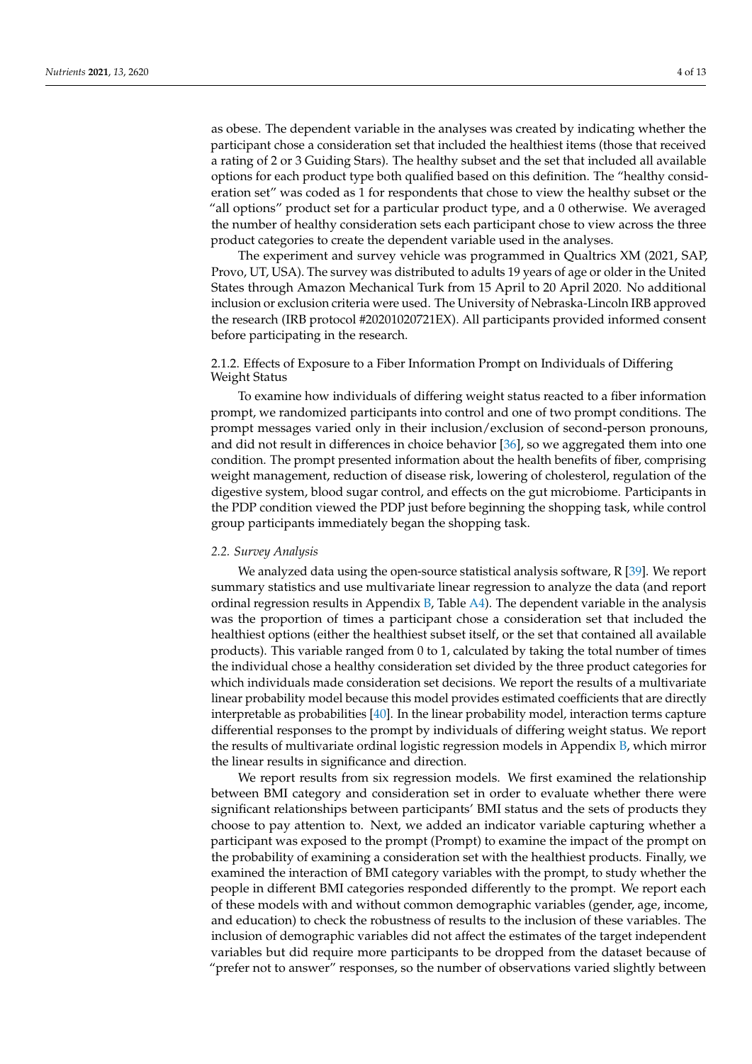as obese. The dependent variable in the analyses was created by indicating whether the participant chose a consideration set that included the healthiest items (those that received a rating of 2 or 3 Guiding Stars). The healthy subset and the set that included all available options for each product type both qualified based on this definition. The "healthy consideration set" was coded as 1 for respondents that chose to view the healthy subset or the "all options" product set for a particular product type, and a 0 otherwise. We averaged the number of healthy consideration sets each participant chose to view across the three product categories to create the dependent variable used in the analyses.

The experiment and survey vehicle was programmed in Qualtrics XM (2021, SAP, Provo, UT, USA). The survey was distributed to adults 19 years of age or older in the United States through Amazon Mechanical Turk from 15 April to 20 April 2020. No additional inclusion or exclusion criteria were used. The University of Nebraska-Lincoln IRB approved the research (IRB protocol #20201020721EX). All participants provided informed consent before participating in the research.

#### 2.1.2. Effects of Exposure to a Fiber Information Prompt on Individuals of Differing Weight Status

To examine how individuals of differing weight status reacted to a fiber information prompt, we randomized participants into control and one of two prompt conditions. The prompt messages varied only in their inclusion/exclusion of second-person pronouns, and did not result in differences in choice behavior [36], so we aggregated them into one condition. The prompt presented information about the health benefits of fiber, comprising weight management, reduction of disease risk, lowering of cholesterol, regulation of the digestive system, blood sugar control, and effects on the gut microbiome. Participants in the PDP condition viewed the PDP just before beginning the shopping task, while control group participants immediately began the shopping task.

### *2.2. Survey Analysis*

We analyzed data using the open-source statistical analysis software, R [39]. We report summary statistics and use multivariate linear regression to analyze the data (and report ordinal regression results in Appendix B, Table A4). The dependent variable in the analysis was the proportion of times a participant chose a consideration set that included the healthiest options (either the healthiest subset itself, or the set that contained all available products). This variable ranged from 0 to 1, calculated by taking the total number of times the individual chose a healthy consideration set divided by the three product categories for which individuals made consideration set decisions. We report the results of a multivariate linear probability model because this model provides estimated coefficients that are directly interpretable as probabilities [40]. In the linear probability model, interaction terms capture differential responses to the prompt by individuals of differing weight status. We report the results of multivariate ordinal logistic regression models in Appendix B, which mirror the linear results in significance and direction.

We report results from six regression models. We first examined the relationship between BMI category and consideration set in order to evaluate whether there were significant relationships between participants' BMI status and the sets of products they choose to pay attention to. Next, we added an indicator variable capturing whether a participant was exposed to the prompt (Prompt) to examine the impact of the prompt on the probability of examining a consideration set with the healthiest products. Finally, we examined the interaction of BMI category variables with the prompt, to study whether the people in different BMI categories responded differently to the prompt. We report each of these models with and without common demographic variables (gender, age, income, and education) to check the robustness of results to the inclusion of these variables. The inclusion of demographic variables did not affect the estimates of the target independent variables but did require more participants to be dropped from the dataset because of "prefer not to answer" responses, so the number of observations varied slightly between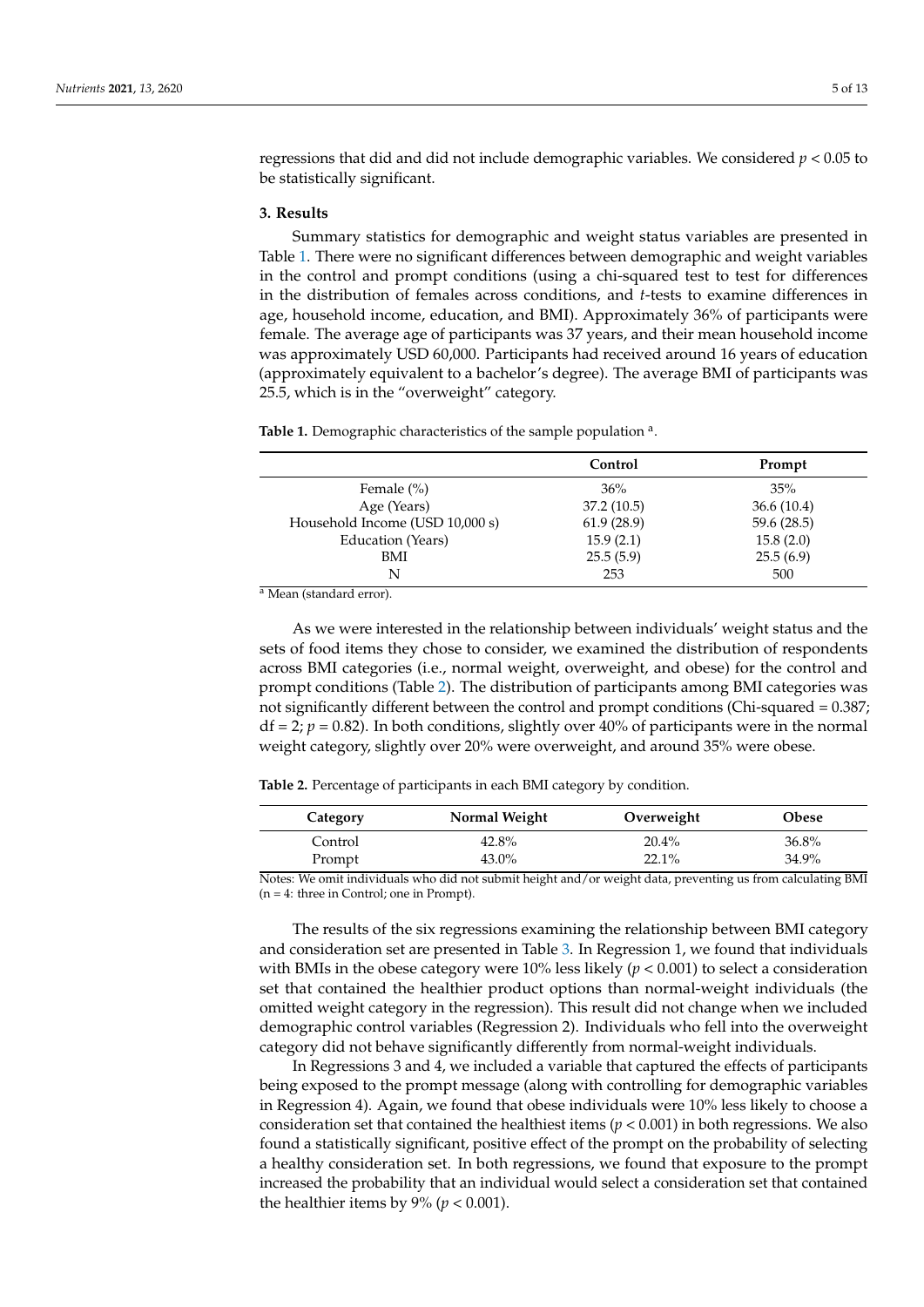regressions that did and did not include demographic variables. We considered $p < 0.05$ to be statistically significant.

## 3. Results

Summary statistics for demographic and weight status variables are presented in Table 1. There were no significant differences between demographic and weight variables in the control and prompt conditions (using a chi-squared test to test for differences in the distribution of females across conditions, and *t*-tests to examine differences in age, household income, education, and BMI). Approximately 36% of participants were female. The average age of participants was 37 years, and their mean household income was approximately USD 60,000. Participants had received around 16 years of education (approximately equivalent to a bachelor's degree). The average BMI of participants was 25.5, which is in the "overweight" category.

**Table 1.** Demographic characteristics of the sample population [a].

| | Control | Prompt |
|---|---|---|
| Female (%) | 36% | 35% |
| Age (Years) | 37.2 (10.5) | 36.6 (10.4) |
| Household Income (USD 10,000 s) | 61.9 (28.9) | 59.6 (28.5) |
| Education (Years) | 15.9 (2.1) | 15.8 (2.0) |
| BMI | 25.5 (5.9) | 25.5 (6.9) |
| N | 253 | 500 |

[a] Mean (standard error).

As we were interested in the relationship between individuals' weight status and the sets of food items they chose to consider, we examined the distribution of respondents across BMI categories (i.e., normal weight, overweight, and obese) for the control and prompt conditions (Table 2). The distribution of participants among BMI categories was not significantly different between the control and prompt conditions (Chi-squared = 0.387; df = 2; $p = 0.82$). In both conditions, slightly over 40% of participants were in the normal weight category, slightly over 20% were overweight, and around 35% were obese.

**Table 2.** Percentage of participants in each BMI category by condition.

| Category | Normal Weight | Overweight | Obese |
|---|---|---|---|
| Control | 42.8% | 20.4% | 36.8% |
| Prompt | 43.0% | 22.1% | 34.9% |

Notes: We omit individuals who did not submit height and/or weight data, preventing us from calculating BMI (n = 4: three in Control; one in Prompt).

The results of the six regressions examining the relationship between BMI category and consideration set are presented in Table 3. In Regression 1, we found that individuals with BMIs in the obese category were 10% less likely ($p < 0.001$) to select a consideration set that contained the healthier product options than normal-weight individuals (the omitted weight category in the regression). This result did not change when we included demographic control variables (Regression 2). Individuals who fell into the overweight category did not behave significantly differently from normal-weight individuals.

In Regressions 3 and 4, we included a variable that captured the effects of participants being exposed to the prompt message (along with controlling for demographic variables in Regression 4). Again, we found that obese individuals were 10% less likely to choose a consideration set that contained the healthiest items ($p < 0.001$) in both regressions. We also found a statistically significant, positive effect of the prompt on the probability of selecting a healthy consideration set. In both regressions, we found that exposure to the prompt increased the probability that an individual would select a consideration set that contained the healthier items by 9% ($p < 0.001$).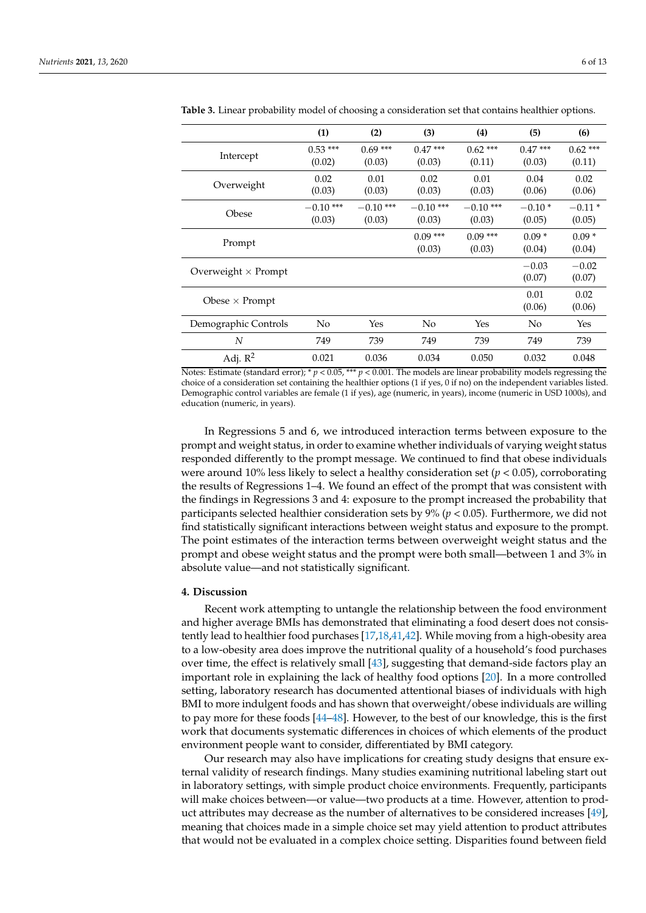**Table 3.** Linear probability model of choosing a consideration set that contains healthier options.

| | (1) | (2) | (3) | (4) | (5) | (6) |
|---|---|---|---|---|---|---|
| Intercept | 0.53 *** (0.02) | 0.69 *** (0.03) | 0.47 *** (0.03) | 0.62 *** (0.11) | 0.47 *** (0.03) | 0.62 *** (0.11) |
| Overweight | 0.02 (0.03) | 0.01 (0.03) | 0.02 (0.03) | 0.01 (0.03) | 0.04 (0.06) | 0.02 (0.06) |
| Obese | −0.10 *** (0.03) | −0.10 *** (0.03) | −0.10 *** (0.03) | −0.10 *** (0.03) | −0.10 * (0.05) | −0.11 * (0.05) |
| Prompt | | | 0.09 *** (0.03) | 0.09 *** (0.03) | 0.09 * (0.04) | 0.09 * (0.04) |
| Overweight × Prompt | | | | | −0.03 (0.07) | −0.02 (0.07) |
| Obese × Prompt | | | | | 0.01 (0.06) | 0.02 (0.06) |
| Demographic Controls | No | Yes | No | Yes | No | Yes |
| *N* | 749 | 739 | 749 | 739 | 749 | 739 |
| Adj. $R^2$ | 0.021 | 0.036 | 0.034 | 0.050 | 0.032 | 0.048 |

Notes: Estimate (standard error); * $p < 0.05$, *** $p < 0.001$. The models are linear probability models regressing the choice of a consideration set containing the healthier options (1 if yes, 0 if no) on the independent variables listed. Demographic control variables are female (1 if yes), age (numeric, in years), income (numeric in USD 1000s), and education (numeric, in years).

In Regressions 5 and 6, we introduced interaction terms between exposure to the prompt and weight status, in order to examine whether individuals of varying weight status responded differently to the prompt message. We continued to find that obese individuals were around 10% less likely to select a healthy consideration set ($p < 0.05$), corroborating the results of Regressions 1–4. We found an effect of the prompt that was consistent with the findings in Regressions 3 and 4: exposure to the prompt increased the probability that participants selected healthier consideration sets by 9% ($p < 0.05$). Furthermore, we did not find statistically significant interactions between weight status and exposure to the prompt. The point estimates of the interaction terms between overweight weight status and the prompt and obese weight status and the prompt were both small—between 1 and 3% in absolute value—and not statistically significant.

## 4. Discussion

Recent work attempting to untangle the relationship between the food environment and higher average BMIs has demonstrated that eliminating a food desert does not consistently lead to healthier food purchases [17,18,41,42]. While moving from a high-obesity area to a low-obesity area does improve the nutritional quality of a household's food purchases over time, the effect is relatively small [43], suggesting that demand-side factors play an important role in explaining the lack of healthy food options [20]. In a more controlled setting, laboratory research has documented attentional biases of individuals with high BMI to more indulgent foods and has shown that overweight/obese individuals are willing to pay more for these foods [44–48]. However, to the best of our knowledge, this is the first work that documents systematic differences in choices of which elements of the product environment people want to consider, differentiated by BMI category.

Our research may also have implications for creating study designs that ensure external validity of research findings. Many studies examining nutritional labeling start out in laboratory settings, with simple product choice environments. Frequently, participants will make choices between—or value—two products at a time. However, attention to product attributes may decrease as the number of alternatives to be considered increases [49], meaning that choices made in a simple choice set may yield attention to product attributes that would not be evaluated in a complex choice setting. Disparities found between field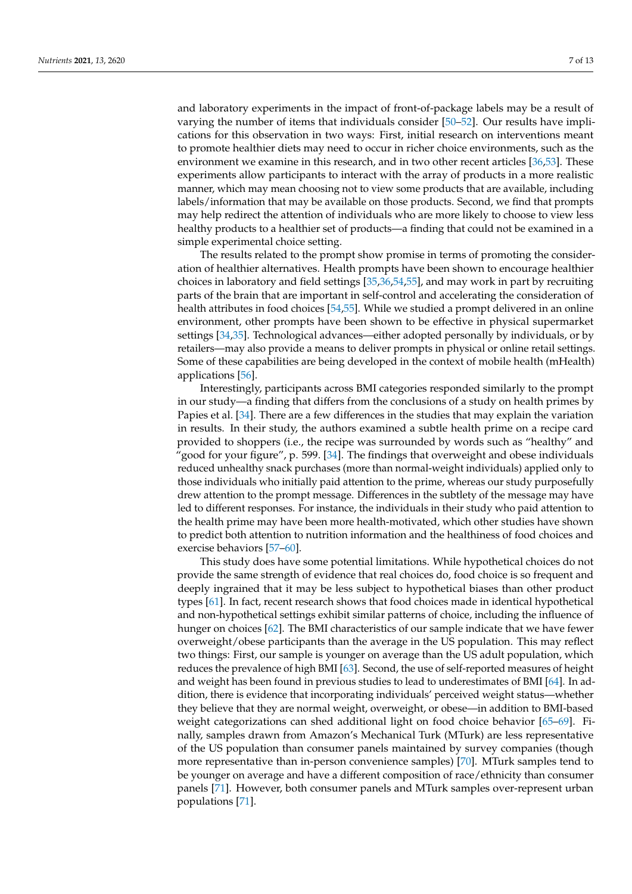and laboratory experiments in the impact of front-of-package labels may be a result of varying the number of items that individuals consider [50–52]. Our results have implications for this observation in two ways: First, initial research on interventions meant to promote healthier diets may need to occur in richer choice environments, such as the environment we examine in this research, and in two other recent articles [36,53]. These experiments allow participants to interact with the array of products in a more realistic manner, which may mean choosing not to view some products that are available, including labels/information that may be available on those products. Second, we find that prompts may help redirect the attention of individuals who are more likely to choose to view less healthy products to a healthier set of products—a finding that could not be examined in a simple experimental choice setting.

The results related to the prompt show promise in terms of promoting the consideration of healthier alternatives. Health prompts have been shown to encourage healthier choices in laboratory and field settings [35,36,54,55], and may work in part by recruiting parts of the brain that are important in self-control and accelerating the consideration of health attributes in food choices [54,55]. While we studied a prompt delivered in an online environment, other prompts have been shown to be effective in physical supermarket settings [34,35]. Technological advances—either adopted personally by individuals, or by retailers—may also provide a means to deliver prompts in physical or online retail settings. Some of these capabilities are being developed in the context of mobile health (mHealth) applications [56].

Interestingly, participants across BMI categories responded similarly to the prompt in our study—a finding that differs from the conclusions of a study on health primes by Papies et al. [34]. There are a few differences in the studies that may explain the variation in results. In their study, the authors examined a subtle health prime on a recipe card provided to shoppers (i.e., the recipe was surrounded by words such as "healthy" and "good for your figure", p. 599. [34]. The findings that overweight and obese individuals reduced unhealthy snack purchases (more than normal-weight individuals) applied only to those individuals who initially paid attention to the prime, whereas our study purposefully drew attention to the prompt message. Differences in the subtlety of the message may have led to different responses. For instance, the individuals in their study who paid attention to the health prime may have been more health-motivated, which other studies have shown to predict both attention to nutrition information and the healthiness of food choices and exercise behaviors [57–60].

This study does have some potential limitations. While hypothetical choices do not provide the same strength of evidence that real choices do, food choice is so frequent and deeply ingrained that it may be less subject to hypothetical biases than other product types [61]. In fact, recent research shows that food choices made in identical hypothetical and non-hypothetical settings exhibit similar patterns of choice, including the influence of hunger on choices [62]. The BMI characteristics of our sample indicate that we have fewer overweight/obese participants than the average in the US population. This may reflect two things: First, our sample is younger on average than the US adult population, which reduces the prevalence of high BMI [63]. Second, the use of self-reported measures of height and weight has been found in previous studies to lead to underestimates of BMI [64]. In addition, there is evidence that incorporating individuals' perceived weight status—whether they believe that they are normal weight, overweight, or obese—in addition to BMI-based weight categorizations can shed additional light on food choice behavior [65–69]. Finally, samples drawn from Amazon's Mechanical Turk (MTurk) are less representative of the US population than consumer panels maintained by survey companies (though more representative than in-person convenience samples) [70]. MTurk samples tend to be younger on average and have a different composition of race/ethnicity than consumer panels [71]. However, both consumer panels and MTurk samples over-represent urban populations [71].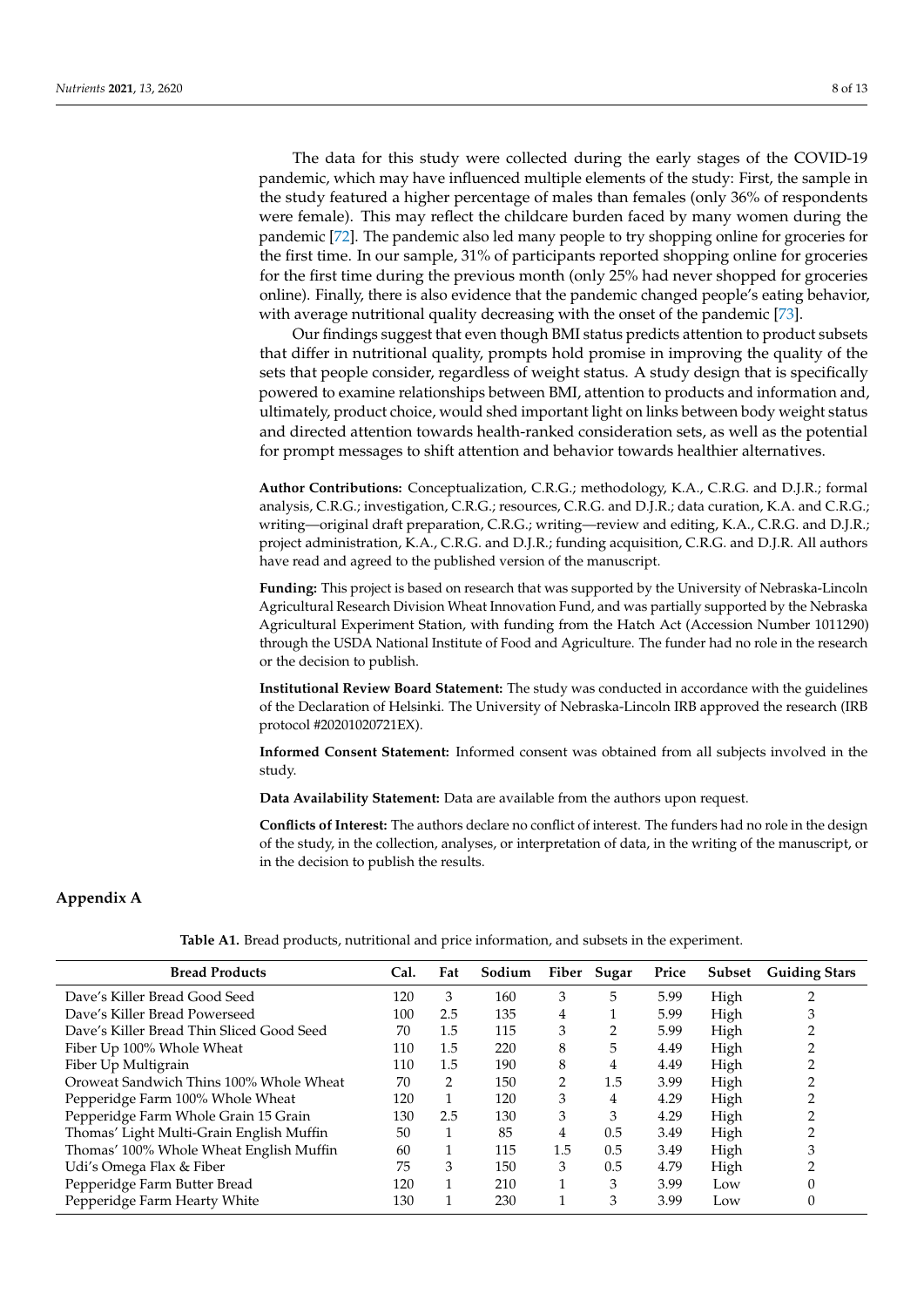The data for this study were collected during the early stages of the COVID-19 pandemic, which may have influenced multiple elements of the study: First, the sample in the study featured a higher percentage of males than females (only 36% of respondents were female). This may reflect the childcare burden faced by many women during the pandemic [72]. The pandemic also led many people to try shopping online for groceries for the first time. In our sample, 31% of participants reported shopping online for groceries for the first time during the previous month (only 25% had never shopped for groceries online). Finally, there is also evidence that the pandemic changed people's eating behavior, with average nutritional quality decreasing with the onset of the pandemic [73].

Our findings suggest that even though BMI status predicts attention to product subsets that differ in nutritional quality, prompts hold promise in improving the quality of the sets that people consider, regardless of weight status. A study design that is specifically powered to examine relationships between BMI, attention to products and information and, ultimately, product choice, would shed important light on links between body weight status and directed attention towards health-ranked consideration sets, as well as the potential for prompt messages to shift attention and behavior towards healthier alternatives.

**Author Contributions:** Conceptualization, C.R.G.; methodology, K.A., C.R.G. and D.J.R.; formal analysis, C.R.G.; investigation, C.R.G.; resources, C.R.G. and D.J.R.; data curation, K.A. and C.R.G.; writing—original draft preparation, C.R.G.; writing—review and editing, K.A., C.R.G. and D.J.R.; project administration, K.A., C.R.G. and D.J.R.; funding acquisition, C.R.G. and D.J.R. All authors have read and agreed to the published version of the manuscript.

**Funding:** This project is based on research that was supported by the University of Nebraska-Lincoln Agricultural Research Division Wheat Innovation Fund, and was partially supported by the Nebraska Agricultural Experiment Station, with funding from the Hatch Act (Accession Number 1011290) through the USDA National Institute of Food and Agriculture. The funder had no role in the research or the decision to publish.

**Institutional Review Board Statement:** The study was conducted in accordance with the guidelines of the Declaration of Helsinki. The University of Nebraska-Lincoln IRB approved the research (IRB protocol #20201020721EX).

**Informed Consent Statement:** Informed consent was obtained from all subjects involved in the study.

**Data Availability Statement:** Data are available from the authors upon request.

**Conflicts of Interest:** The authors declare no conflict of interest. The funders had no role in the design of the study, in the collection, analyses, or interpretation of data, in the writing of the manuscript, or in the decision to publish the results.

## Appendix A

**Table A1.** Bread products, nutritional and price information, and subsets in the experiment.

| Bread Products | Cal. | Fat | Sodium | Fiber | Sugar | Price | Subset | Guiding Stars |
|---|---|---|---|---|---|---|---|---|
| Dave's Killer Bread Good Seed | 120 | 3 | 160 | 3 | 5 | 5.99 | High | 2 |
| Dave's Killer Bread Powerseed | 100 | 2.5 | 135 | 4 | 1 | 5.99 | High | 3 |
| Dave's Killer Bread Thin Sliced Good Seed | 70 | 1.5 | 115 | 3 | 2 | 5.99 | High | 2 |
| Fiber Up 100% Whole Wheat | 110 | 1.5 | 220 | 8 | 5 | 4.49 | High | 2 |
| Fiber Up Multigrain | 110 | 1.5 | 190 | 8 | 4 | 4.49 | High | 2 |
| Oroweat Sandwich Thins 100% Whole Wheat | 70 | 2 | 150 | 2 | 1.5 | 3.99 | High | 2 |
| Pepperidge Farm 100% Whole Wheat | 120 | 1 | 120 | 3 | 4 | 4.29 | High | 2 |
| Pepperidge Farm Whole Grain 15 Grain | 130 | 2.5 | 130 | 3 | 3 | 4.29 | High | 2 |
| Thomas' Light Multi-Grain English Muffin | 50 | 1 | 85 | 4 | 0.5 | 3.49 | High | 2 |
| Thomas' 100% Whole Wheat English Muffin | 60 | 1 | 115 | 1.5 | 0.5 | 3.49 | High | 3 |
| Udi's Omega Flax & Fiber | 75 | 3 | 150 | 3 | 0.5 | 4.79 | High | 2 |
| Pepperidge Farm Butter Bread | 120 | 1 | 210 | 1 | 3 | 3.99 | Low | 0 |
| Pepperidge Farm Hearty White | 130 | 1 | 230 | 1 | 3 | 3.99 | Low | 0 |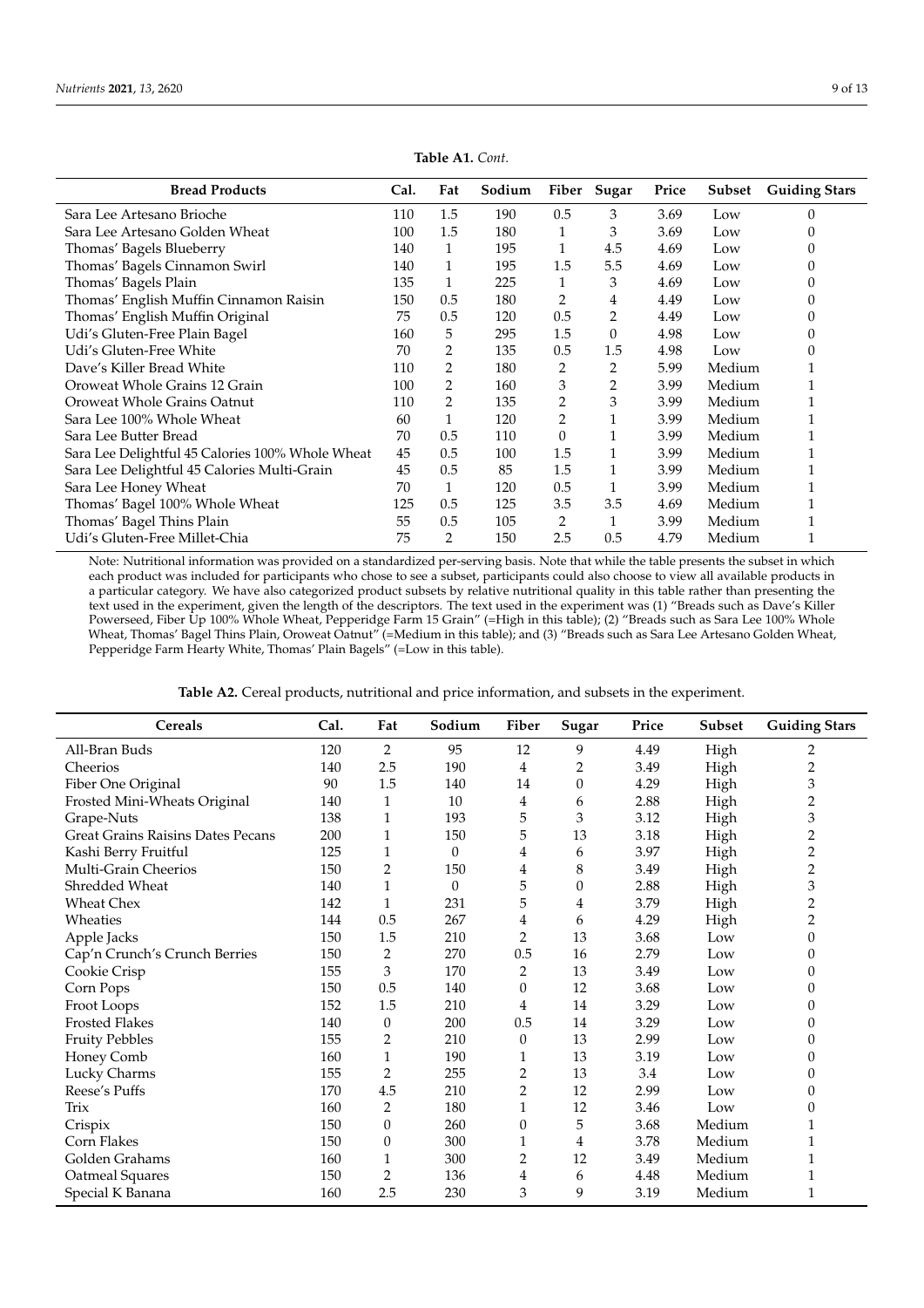**Table A1.** *Cont.*

| Bread Products | Cal. | Fat | Sodium | Fiber | Sugar | Price | Subset | Guiding Stars |
|---|---|---|---|---|---|---|---|---|
| Sara Lee Artesano Brioche | 110 | 1.5 | 190 | 0.5 | 3 | 3.69 | Low | 0 |
| Sara Lee Artesano Golden Wheat | 100 | 1.5 | 180 | 1 | 3 | 3.69 | Low | 0 |
| Thomas' Bagels Blueberry | 140 | 1 | 195 | 1 | 4.5 | 4.69 | Low | 0 |
| Thomas' Bagels Cinnamon Swirl | 140 | 1 | 195 | 1.5 | 5.5 | 4.69 | Low | 0 |
| Thomas' Bagels Plain | 135 | 1 | 225 | 1 | 3 | 4.69 | Low | 0 |
| Thomas' English Muffin Cinnamon Raisin | 150 | 0.5 | 180 | 2 | 4 | 4.49 | Low | 0 |
| Thomas' English Muffin Original | 75 | 0.5 | 120 | 0.5 | 2 | 4.49 | Low | 0 |
| Udi's Gluten-Free Plain Bagel | 160 | 5 | 295 | 1.5 | 0 | 4.98 | Low | 0 |
| Udi's Gluten-Free White | 70 | 2 | 135 | 0.5 | 1.5 | 4.98 | Low | 0 |
| Dave's Killer Bread White | 110 | 2 | 180 | 2 | 2 | 5.99 | Medium | 1 |
| Oroweat Whole Grains 12 Grain | 100 | 2 | 160 | 3 | 2 | 3.99 | Medium | 1 |
| Oroweat Whole Grains Oatnut | 110 | 2 | 135 | 2 | 3 | 3.99 | Medium | 1 |
| Sara Lee 100% Whole Wheat | 60 | 1 | 120 | 2 | 1 | 3.99 | Medium | 1 |
| Sara Lee Butter Bread | 70 | 0.5 | 110 | 0 | 1 | 3.99 | Medium | 1 |
| Sara Lee Delightful 45 Calories 100% Whole Wheat | 45 | 0.5 | 100 | 1.5 | 1 | 3.99 | Medium | 1 |
| Sara Lee Delightful 45 Calories Multi-Grain | 45 | 0.5 | 85 | 1.5 | 1 | 3.99 | Medium | 1 |
| Sara Lee Honey Wheat | 70 | 1 | 120 | 0.5 | 1 | 3.99 | Medium | 1 |
| Thomas' Bagel 100% Whole Wheat | 125 | 0.5 | 125 | 3.5 | 3.5 | 4.69 | Medium | 1 |
| Thomas' Bagel Thins Plain | 55 | 0.5 | 105 | 2 | 1 | 3.99 | Medium | 1 |
| Udi's Gluten-Free Millet-Chia | 75 | 2 | 150 | 2.5 | 0.5 | 4.79 | Medium | 1 |

Note: Nutritional information was provided on a standardized per-serving basis. Note that while the table presents the subset in which each product was included for participants who chose to see a subset, participants could also choose to view all available products in a particular category. We have also categorized product subsets by relative nutritional quality in this table rather than presenting the text used in the experiment, given the length of the descriptors. The text used in the experiment was (1) "Breads such as Dave's Killer Powerseed, Fiber Up 100% Whole Wheat, Pepperidge Farm 15 Grain" (=High in this table); (2) "Breads such as Sara Lee 100% Whole Wheat, Thomas' Bagel Thins Plain, Oroweat Oatnut" (=Medium in this table); and (3) "Breads such as Sara Lee Artesano Golden Wheat, Pepperidge Farm Hearty White, Thomas' Plain Bagels" (=Low in this table).

**Table A2.** Cereal products, nutritional and price information, and subsets in the experiment.

| Cereals | Cal. | Fat | Sodium | Fiber | Sugar | Price | Subset | Guiding Stars |
|---|---|---|---|---|---|---|---|---|
| All-Bran Buds | 120 | 2 | 95 | 12 | 9 | 4.49 | High | 2 |
| Cheerios | 140 | 2.5 | 190 | 4 | 2 | 3.49 | High | 2 |
| Fiber One Original | 90 | 1.5 | 140 | 14 | 0 | 4.29 | High | 3 |
| Frosted Mini-Wheats Original | 140 | 1 | 10 | 4 | 6 | 2.88 | High | 2 |
| Grape-Nuts | 138 | 1 | 193 | 5 | 3 | 3.12 | High | 3 |
| Great Grains Raisins Dates Pecans | 200 | 1 | 150 | 5 | 13 | 3.18 | High | 2 |
| Kashi Berry Fruitful | 125 | 1 | 0 | 4 | 6 | 3.97 | High | 2 |
| Multi-Grain Cheerios | 150 | 2 | 150 | 4 | 8 | 3.49 | High | 2 |
| Shredded Wheat | 140 | 1 | 0 | 5 | 0 | 2.88 | High | 3 |
| Wheat Chex | 142 | 1 | 231 | 5 | 4 | 3.79 | High | 2 |
| Wheaties | 144 | 0.5 | 267 | 4 | 6 | 4.29 | High | 2 |
| Apple Jacks | 150 | 1.5 | 210 | 2 | 13 | 3.68 | Low | 0 |
| Cap'n Crunch's Crunch Berries | 150 | 2 | 270 | 0.5 | 16 | 2.79 | Low | 0 |
| Cookie Crisp | 155 | 3 | 170 | 2 | 13 | 3.49 | Low | 0 |
| Corn Pops | 150 | 0.5 | 140 | 0 | 12 | 3.68 | Low | 0 |
| Froot Loops | 152 | 1.5 | 210 | 4 | 14 | 3.29 | Low | 0 |
| Frosted Flakes | 140 | 0 | 200 | 0.5 | 14 | 3.29 | Low | 0 |
| Fruity Pebbles | 155 | 2 | 210 | 0 | 13 | 2.99 | Low | 0 |
| Honey Comb | 160 | 1 | 190 | 1 | 13 | 3.19 | Low | 0 |
| Lucky Charms | 155 | 2 | 255 | 2 | 13 | 3.4 | Low | 0 |
| Reese's Puffs | 170 | 4.5 | 210 | 2 | 12 | 2.99 | Low | 0 |
| Trix | 160 | 2 | 180 | 1 | 12 | 3.46 | Low | 0 |
| Crispix | 150 | 0 | 260 | 0 | 5 | 3.68 | Medium | 1 |
| Corn Flakes | 150 | 0 | 300 | 1 | 4 | 3.78 | Medium | 1 |
| Golden Grahams | 160 | 1 | 300 | 2 | 12 | 3.49 | Medium | 1 |
| Oatmeal Squares | 150 | 2 | 136 | 4 | 6 | 4.48 | Medium | 1 |
| Special K Banana | 160 | 2.5 | 230 | 3 | 9 | 3.19 | Medium | 1 |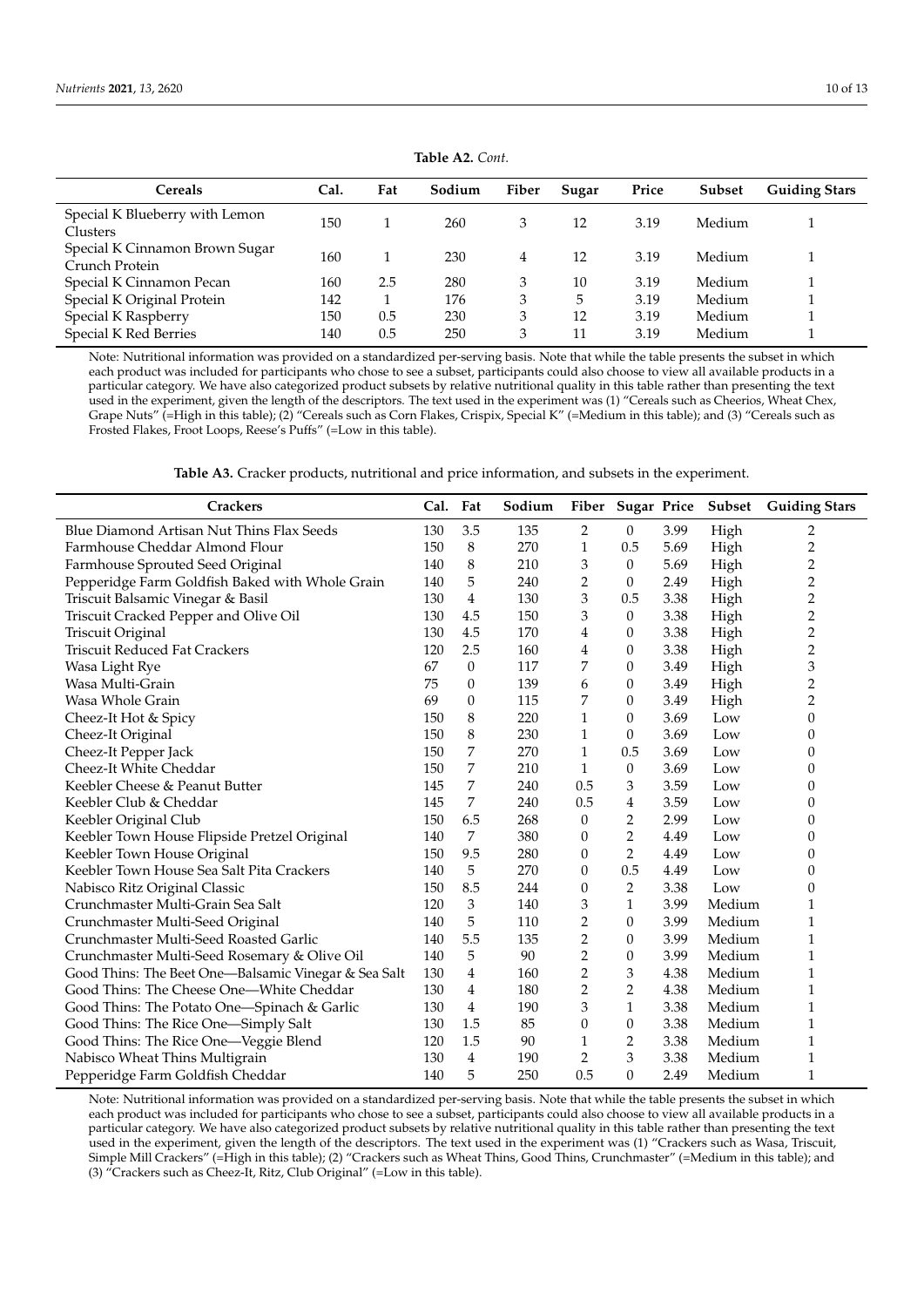**Table A2.** *Cont.*

| Cereals | Cal. | Fat | Sodium | Fiber | Sugar | Price | Subset | Guiding Stars |
|---|---|---|---|---|---|---|---|---|
| Special K Blueberry with Lemon Clusters | 150 | 1 | 260 | 3 | 12 | 3.19 | Medium | 1 |
| Special K Cinnamon Brown Sugar Crunch Protein | 160 | 1 | 230 | 4 | 12 | 3.19 | Medium | 1 |
| Special K Cinnamon Pecan | 160 | 2.5 | 280 | 3 | 10 | 3.19 | Medium | 1 |
| Special K Original Protein | 142 | 1 | 176 | 3 | 5 | 3.19 | Medium | 1 |
| Special K Raspberry | 150 | 0.5 | 230 | 3 | 12 | 3.19 | Medium | 1 |
| Special K Red Berries | 140 | 0.5 | 250 | 3 | 11 | 3.19 | Medium | 1 |

Note: Nutritional information was provided on a standardized per-serving basis. Note that while the table presents the subset in which each product was included for participants who chose to see a subset, participants could also choose to view all available products in a particular category. We have also categorized product subsets by relative nutritional quality in this table rather than presenting the text used in the experiment, given the length of the descriptors. The text used in the experiment was (1) "Cereals such as Cheerios, Wheat Chex, Grape Nuts" (=High in this table); (2) "Cereals such as Corn Flakes, Crispix, Special K" (=Medium in this table); and (3) "Cereals such as Frosted Flakes, Froot Loops, Reese's Puffs" (=Low in this table).

**Table A3.** Cracker products, nutritional and price information, and subsets in the experiment.

| Crackers | Cal. | Fat | Sodium | Fiber | Sugar | Price | Subset | Guiding Stars |
|---|---|---|---|---|---|---|---|---|
| Blue Diamond Artisan Nut Thins Flax Seeds | 130 | 3.5 | 135 | 2 | 0 | 3.99 | High | 2 |
| Farmhouse Cheddar Almond Flour | 150 | 8 | 270 | 1 | 0.5 | 5.69 | High | 2 |
| Farmhouse Sprouted Seed Original | 140 | 8 | 210 | 3 | 0 | 5.69 | High | 2 |
| Pepperidge Farm Goldfish Baked with Whole Grain | 140 | 5 | 240 | 2 | 0 | 2.49 | High | 2 |
| Triscuit Balsamic Vinegar & Basil | 130 | 4 | 130 | 3 | 0.5 | 3.38 | High | 2 |
| Triscuit Cracked Pepper and Olive Oil | 130 | 4.5 | 150 | 3 | 0 | 3.38 | High | 2 |
| Triscuit Original | 130 | 4.5 | 170 | 4 | 0 | 3.38 | High | 2 |
| Triscuit Reduced Fat Crackers | 120 | 2.5 | 160 | 4 | 0 | 3.38 | High | 2 |
| Wasa Light Rye | 67 | 0 | 117 | 7 | 0 | 3.49 | High | 3 |
| Wasa Multi-Grain | 75 | 0 | 139 | 6 | 0 | 3.49 | High | 2 |
| Wasa Whole Grain | 69 | 0 | 115 | 7 | 0 | 3.49 | High | 2 |
| Cheez-It Hot & Spicy | 150 | 8 | 220 | 1 | 0 | 3.69 | Low | 0 |
| Cheez-It Original | 150 | 8 | 230 | 1 | 0 | 3.69 | Low | 0 |
| Cheez-It Pepper Jack | 150 | 7 | 270 | 1 | 0.5 | 3.69 | Low | 0 |
| Cheez-It White Cheddar | 150 | 7 | 210 | 1 | 0 | 3.69 | Low | 0 |
| Keebler Cheese & Peanut Butter | 145 | 7 | 240 | 0.5 | 3 | 3.59 | Low | 0 |
| Keebler Club & Cheddar | 145 | 7 | 240 | 0.5 | 4 | 3.59 | Low | 0 |
| Keebler Original Club | 150 | 6.5 | 268 | 0 | 2 | 2.99 | Low | 0 |
| Keebler Town House Flipside Pretzel Original | 140 | 7 | 380 | 0 | 2 | 4.49 | Low | 0 |
| Keebler Town House Original | 150 | 9.5 | 280 | 0 | 2 | 4.49 | Low | 0 |
| Keebler Town House Sea Salt Pita Crackers | 140 | 5 | 270 | 0 | 0.5 | 4.49 | Low | 0 |
| Nabisco Ritz Original Classic | 150 | 8.5 | 244 | 0 | 2 | 3.38 | Low | 0 |
| Crunchmaster Multi-Grain Sea Salt | 120 | 3 | 140 | 3 | 1 | 3.99 | Medium | 1 |
| Crunchmaster Multi-Seed Original | 140 | 5 | 110 | 2 | 0 | 3.99 | Medium | 1 |
| Crunchmaster Multi-Seed Roasted Garlic | 140 | 5.5 | 135 | 2 | 0 | 3.99 | Medium | 1 |
| Crunchmaster Multi-Seed Rosemary & Olive Oil | 140 | 5 | 90 | 2 | 0 | 3.99 | Medium | 1 |
| Good Thins: The Beet One—Balsamic Vinegar & Sea Salt | 130 | 4 | 160 | 2 | 3 | 4.38 | Medium | 1 |
| Good Thins: The Cheese One—White Cheddar | 130 | 4 | 180 | 2 | 2 | 4.38 | Medium | 1 |
| Good Thins: The Potato One—Spinach & Garlic | 130 | 4 | 190 | 3 | 1 | 4.38 | Medium | 1 |
| Good Thins: The Rice One—Simply Salt | 130 | 1.5 | 85 | 0 | 0 | 3.38 | Medium | 1 |
| Good Thins: The Rice One—Veggie Blend | 120 | 1.5 | 90 | 1 | 2 | 3.38 | Medium | 1 |
| Nabisco Wheat Thins Multigrain | 130 | 4 | 190 | 2 | 3 | 3.38 | Medium | 1 |
| Pepperidge Farm Goldfish Cheddar | 140 | 5 | 250 | 0.5 | 0 | 2.49 | Medium | 1 |

Note: Nutritional information was provided on a standardized per-serving basis. Note that while the table presents the subset in which each product was included for participants who chose to see a subset, participants could also choose to view all available products in a particular category. We have also categorized product subsets by relative nutritional quality in this table rather than presenting the text used in the experiment, given the length of the descriptors. The text used in the experiment was (1) "Crackers such as Wasa, Triscuit, Simple Mill Crackers" (=High in this table); (2) "Crackers such as Wheat Thins, Good Thins, Crunchmaster" (=Medium in this table); and (3) "Crackers such as Cheez-It, Ritz, Club Original" (=Low in this table).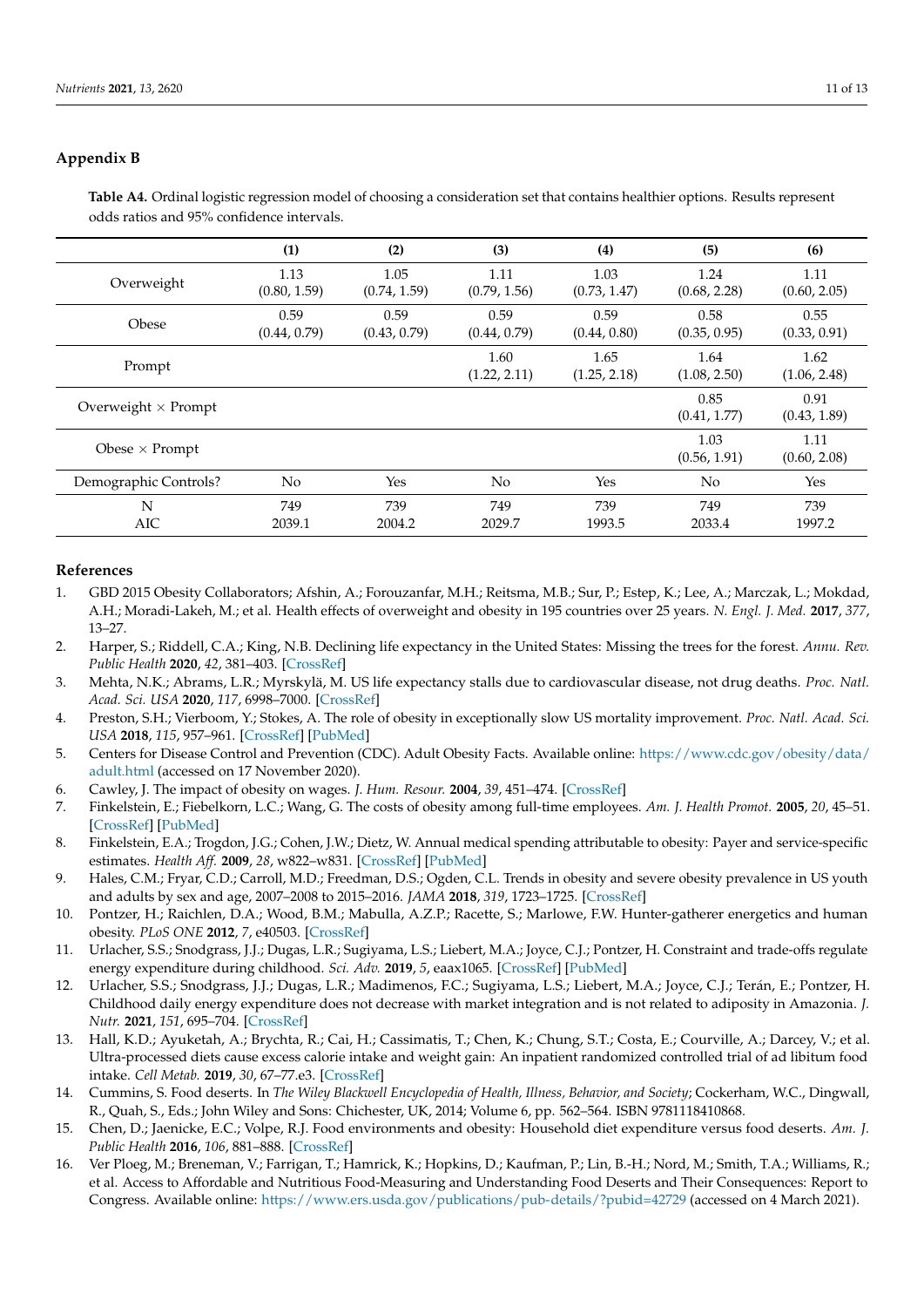## Appendix B

**Table A4.** Ordinal logistic regression model of choosing a consideration set that contains healthier options. Results represent odds ratios and 95% confidence intervals.

| | (1) | (2) | (3) | (4) | (5) | (6) |
|---|---|---|---|---|---|---|
| Overweight | 1.13 (0.80, 1.59) | 1.05 (0.74, 1.59) | 1.11 (0.79, 1.56) | 1.03 (0.73, 1.47) | 1.24 (0.68, 2.28) | 1.11 (0.60, 2.05) |
| Obese | 0.59 (0.44, 0.79) | 0.59 (0.43, 0.79) | 0.59 (0.44, 0.79) | 0.59 (0.44, 0.80) | 0.58 (0.35, 0.95) | 0.55 (0.33, 0.91) |
| Prompt | | | 1.60 (1.22, 2.11) | 1.65 (1.25, 2.18) | 1.64 (1.08, 2.50) | 1.62 (1.06, 2.48) |
| Overweight × Prompt | | | | | 0.85 (0.41, 1.77) | 0.91 (0.43, 1.89) |
| Obese × Prompt | | | | | 1.03 (0.56, 1.91) | 1.11 (0.60, 2.08) |
| Demographic Controls? | No | Yes | No | Yes | No | Yes |
| N | 749 | 739 | 749 | 739 | 749 | 739 |
| AIC | 2039.1 | 2004.2 | 2029.7 | 1993.5 | 2033.4 | 1997.2 |

## References

1. GBD 2015 Obesity Collaborators; Afshin, A.; Forouzanfar, M.H.; Reitsma, M.B.; Sur, P.; Estep, K.; Lee, A.; Marczak, L.; Mokdad, A.H.; Moradi-Lakeh, M.; et al. Health effects of overweight and obesity in 195 countries over 25 years. *N. Engl. J. Med.* **2017**, *377*, 13–27.
2. Harper, S.; Riddell, C.A.; King, N.B. Declining life expectancy in the United States: Missing the trees for the forest. *Annu. Rev. Public Health* **2020**, *42*, 381–403. [CrossRef]
3. Mehta, N.K.; Abrams, L.R.; Myrskylä, M. US life expectancy stalls due to cardiovascular disease, not drug deaths. *Proc. Natl. Acad. Sci. USA* **2020**, *117*, 6998–7000. [CrossRef]
4. Preston, S.H.; Vierboom, Y.; Stokes, A. The role of obesity in exceptionally slow US mortality improvement. *Proc. Natl. Acad. Sci. USA* **2018**, *115*, 957–961. [CrossRef] [PubMed]
5. Centers for Disease Control and Prevention (CDC). Adult Obesity Facts. Available online: https://www.cdc.gov/obesity/data/adult.html (accessed on 17 November 2020).
6. Cawley, J. The impact of obesity on wages. *J. Hum. Resour.* **2004**, *39*, 451–474. [CrossRef]
7. Finkelstein, E.; Fiebelkorn, L.C.; Wang, G. The costs of obesity among full-time employees. *Am. J. Health Promot.* **2005**, *20*, 45–51. [CrossRef] [PubMed]
8. Finkelstein, E.A.; Trogdon, J.G.; Cohen, J.W.; Dietz, W. Annual medical spending attributable to obesity: Payer and service-specific estimates. *Health Aff.* **2009**, *28*, w822–w831. [CrossRef] [PubMed]
9. Hales, C.M.; Fryar, C.D.; Carroll, M.D.; Freedman, D.S.; Ogden, C.L. Trends in obesity and severe obesity prevalence in US youth and adults by sex and age, 2007–2008 to 2015–2016. *JAMA* **2018**, *319*, 1723–1725. [CrossRef]
10. Pontzer, H.; Raichlen, D.A.; Wood, B.M.; Mabulla, A.Z.P.; Racette, S.; Marlowe, F.W. Hunter-gatherer energetics and human obesity. *PLoS ONE* **2012**, *7*, e40503. [CrossRef]
11. Urlacher, S.S.; Snodgrass, J.J.; Dugas, L.R.; Sugiyama, L.S.; Liebert, M.A.; Joyce, C.J.; Pontzer, H. Constraint and trade-offs regulate energy expenditure during childhood. *Sci. Adv.* **2019**, *5*, eaax1065. [CrossRef] [PubMed]
12. Urlacher, S.S.; Snodgrass, J.J.; Dugas, L.R.; Madimenos, F.C.; Sugiyama, L.S.; Liebert, M.A.; Joyce, C.J.; Terán, E.; Pontzer, H. Childhood daily energy expenditure does not decrease with market integration and is not related to adiposity in Amazonia. *J. Nutr.* **2021**, *151*, 695–704. [CrossRef]
13. Hall, K.D.; Ayuketah, A.; Brychta, R.; Cai, H.; Cassimatis, T.; Chen, K.; Chung, S.T.; Costa, E.; Courville, A.; Darcey, V.; et al. Ultra-processed diets cause excess calorie intake and weight gain: An inpatient randomized controlled trial of ad libitum food intake. *Cell Metab.* **2019**, *30*, 67–77.e3. [CrossRef]
14. Cummins, S. Food deserts. In *The Wiley Blackwell Encyclopedia of Health, Illness, Behavior, and Society*; Cockerham, W.C., Dingwall, R., Quah, S., Eds.; John Wiley and Sons: Chichester, UK, 2014; Volume 6, pp. 562–564. ISBN 9781118410868.
15. Chen, D.; Jaenicke, E.C.; Volpe, R.J. Food environments and obesity: Household diet expenditure versus food deserts. *Am. J. Public Health* **2016**, *106*, 881–888. [CrossRef]
16. Ver Ploeg, M.; Breneman, V.; Farrigan, T.; Hamrick, K.; Hopkins, D.; Kaufman, P.; Lin, B.-H.; Nord, M.; Smith, T.A.; Williams, R.; et al. Access to Affordable and Nutritious Food-Measuring and Understanding Food Deserts and Their Consequences: Report to Congress. Available online: https://www.ers.usda.gov/publications/pub-details/?pubid=42729 (accessed on 4 March 2021).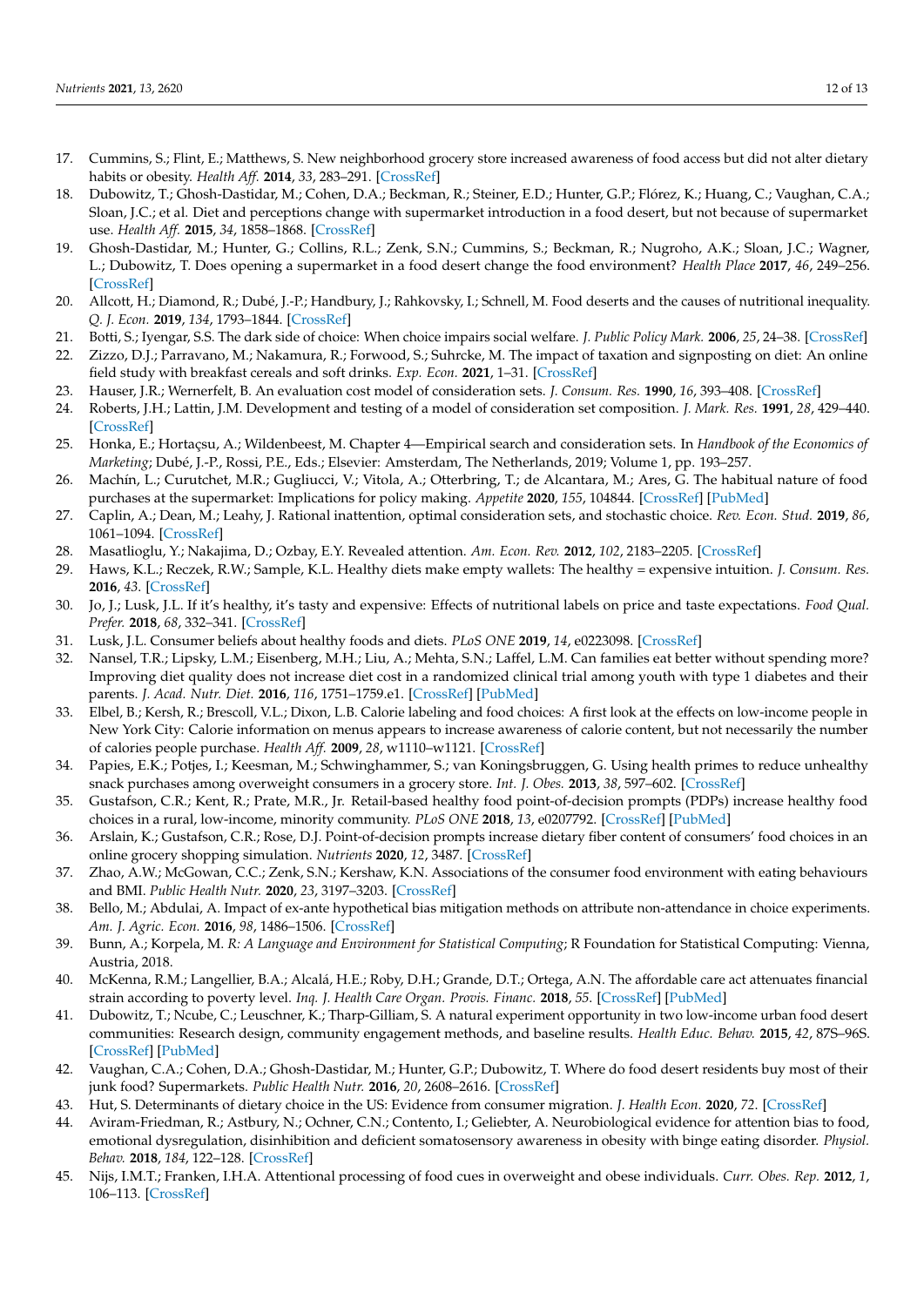17. Cummins, S.; Flint, E.; Matthews, S. New neighborhood grocery store increased awareness of food access but did not alter dietary habits or obesity. *Health Aff.* **2014**, *33*, 283–291. [CrossRef]
18. Dubowitz, T.; Ghosh-Dastidar, M.; Cohen, D.A.; Beckman, R.; Steiner, E.D.; Hunter, G.P.; Flórez, K.; Huang, C.; Vaughan, C.A.; Sloan, J.C.; et al. Diet and perceptions change with supermarket introduction in a food desert, but not because of supermarket use. *Health Aff.* **2015**, *34*, 1858–1868. [CrossRef]
19. Ghosh-Dastidar, M.; Hunter, G.; Collins, R.L.; Zenk, S.N.; Cummins, S.; Beckman, R.; Nugroho, A.K.; Sloan, J.C.; Wagner, L.; Dubowitz, T. Does opening a supermarket in a food desert change the food environment? *Health Place* **2017**, *46*, 249–256. [CrossRef]
20. Allcott, H.; Diamond, R.; Dubé, J.-P.; Handbury, J.; Rahkovsky, I.; Schnell, M. Food deserts and the causes of nutritional inequality. *Q. J. Econ.* **2019**, *134*, 1793–1844. [CrossRef]
21. Botti, S.; Iyengar, S.S. The dark side of choice: When choice impairs social welfare. *J. Public Policy Mark.* **2006**, *25*, 24–38. [CrossRef]
22. Zizzo, D.J.; Parravano, M.; Nakamura, R.; Forwood, S.; Suhrcke, M. The impact of taxation and signposting on diet: An online field study with breakfast cereals and soft drinks. *Exp. Econ.* **2021**, 1–31. [CrossRef]
23. Hauser, J.R.; Wernerfelt, B. An evaluation cost model of consideration sets. *J. Consum. Res.* **1990**, *16*, 393–408. [CrossRef]
24. Roberts, J.H.; Lattin, J.M. Development and testing of a model of consideration set composition. *J. Mark. Res.* **1991**, *28*, 429–440. [CrossRef]
25. Honka, E.; Hortaçsu, A.; Wildenbeest, M. Chapter 4—Empirical search and consideration sets. In *Handbook of the Economics of Marketing*; Dubé, J.-P., Rossi, P.E., Eds.; Elsevier: Amsterdam, The Netherlands, 2019; Volume 1, pp. 193–257.
26. Machín, L.; Curutchet, M.R.; Gugliucci, V.; Vitola, A.; Otterbring, T.; de Alcantara, M.; Ares, G. The habitual nature of food purchases at the supermarket: Implications for policy making. *Appetite* **2020**, *155*, 104844. [CrossRef] [PubMed]
27. Caplin, A.; Dean, M.; Leahy, J. Rational inattention, optimal consideration sets, and stochastic choice. *Rev. Econ. Stud.* **2019**, *86*, 1061–1094. [CrossRef]
28. Masatlioglu, Y.; Nakajima, D.; Ozbay, E.Y. Revealed attention. *Am. Econ. Rev.* **2012**, *102*, 2183–2205. [CrossRef]
29. Haws, K.L.; Reczek, R.W.; Sample, K.L. Healthy diets make empty wallets: The healthy = expensive intuition. *J. Consum. Res.* **2016**, *43*. [CrossRef]
30. Jo, J.; Lusk, J.L. If it's healthy, it's tasty and expensive: Effects of nutritional labels on price and taste expectations. *Food Qual. Prefer.* **2018**, *68*, 332–341. [CrossRef]
31. Lusk, J.L. Consumer beliefs about healthy foods and diets. *PLoS ONE* **2019**, *14*, e0223098. [CrossRef]
32. Nansel, T.R.; Lipsky, L.M.; Eisenberg, M.H.; Liu, A.; Mehta, S.N.; Laffel, L.M. Can families eat better without spending more? Improving diet quality does not increase diet cost in a randomized clinical trial among youth with type 1 diabetes and their parents. *J. Acad. Nutr. Diet.* **2016**, *116*, 1751–1759.e1. [CrossRef] [PubMed]
33. Elbel, B.; Kersh, R.; Brescoll, V.L.; Dixon, L.B. Calorie labeling and food choices: A first look at the effects on low-income people in New York City: Calorie information on menus appears to increase awareness of calorie content, but not necessarily the number of calories people purchase. *Health Aff.* **2009**, *28*, w1110–w1121. [CrossRef]
34. Papies, E.K.; Potjes, I.; Keesman, M.; Schwinghammer, S.; van Koningsbruggen, G. Using health primes to reduce unhealthy snack purchases among overweight consumers in a grocery store. *Int. J. Obes.* **2013**, *38*, 597–602. [CrossRef]
35. Gustafson, C.R.; Kent, R.; Prate, M.R., Jr. Retail-based healthy food point-of-decision prompts (PDPs) increase healthy food choices in a rural, low-income, minority community. *PLoS ONE* **2018**, *13*, e0207792. [CrossRef] [PubMed]
36. Arslain, K.; Gustafson, C.R.; Rose, D.J. Point-of-decision prompts increase dietary fiber content of consumers' food choices in an online grocery shopping simulation. *Nutrients* **2020**, *12*, 3487. [CrossRef]
37. Zhao, A.W.; McGowan, C.C.; Zenk, S.N.; Kershaw, K.N. Associations of the consumer food environment with eating behaviours and BMI. *Public Health Nutr.* **2020**, *23*, 3197–3203. [CrossRef]
38. Bello, M.; Abdulai, A. Impact of ex-ante hypothetical bias mitigation methods on attribute non-attendance in choice experiments. *Am. J. Agric. Econ.* **2016**, *98*, 1486–1506. [CrossRef]
39. Bunn, A.; Korpela, M. *R: A Language and Environment for Statistical Computing*; R Foundation for Statistical Computing: Vienna, Austria, 2018.
40. McKenna, R.M.; Langellier, B.A.; Alcalá, H.E.; Roby, D.H.; Grande, D.T.; Ortega, A.N. The affordable care act attenuates financial strain according to poverty level. *Inq. J. Health Care Organ. Provis. Financ.* **2018**, *55*. [CrossRef] [PubMed]
41. Dubowitz, T.; Ncube, C.; Leuschner, K.; Tharp-Gilliam, S. A natural experiment opportunity in two low-income urban food desert communities: Research design, community engagement methods, and baseline results. *Health Educ. Behav.* **2015**, *42*, 87S–96S. [CrossRef] [PubMed]
42. Vaughan, C.A.; Cohen, D.A.; Ghosh-Dastidar, M.; Hunter, G.P.; Dubowitz, T. Where do food desert residents buy most of their junk food? Supermarkets. *Public Health Nutr.* **2016**, *20*, 2608–2616. [CrossRef]
43. Hut, S. Determinants of dietary choice in the US: Evidence from consumer migration. *J. Health Econ.* **2020**, *72*. [CrossRef]
44. Aviram-Friedman, R.; Astbury, N.; Ochner, C.N.; Contento, I.; Geliebter, A. Neurobiological evidence for attention bias to food, emotional dysregulation, disinhibition and deficient somatosensory awareness in obesity with binge eating disorder. *Physiol. Behav.* **2018**, *184*, 122–128. [CrossRef]
45. Nijs, I.M.T.; Franken, I.H.A. Attentional processing of food cues in overweight and obese individuals. *Curr. Obes. Rep.* **2012**, *1*, 106–113. [CrossRef]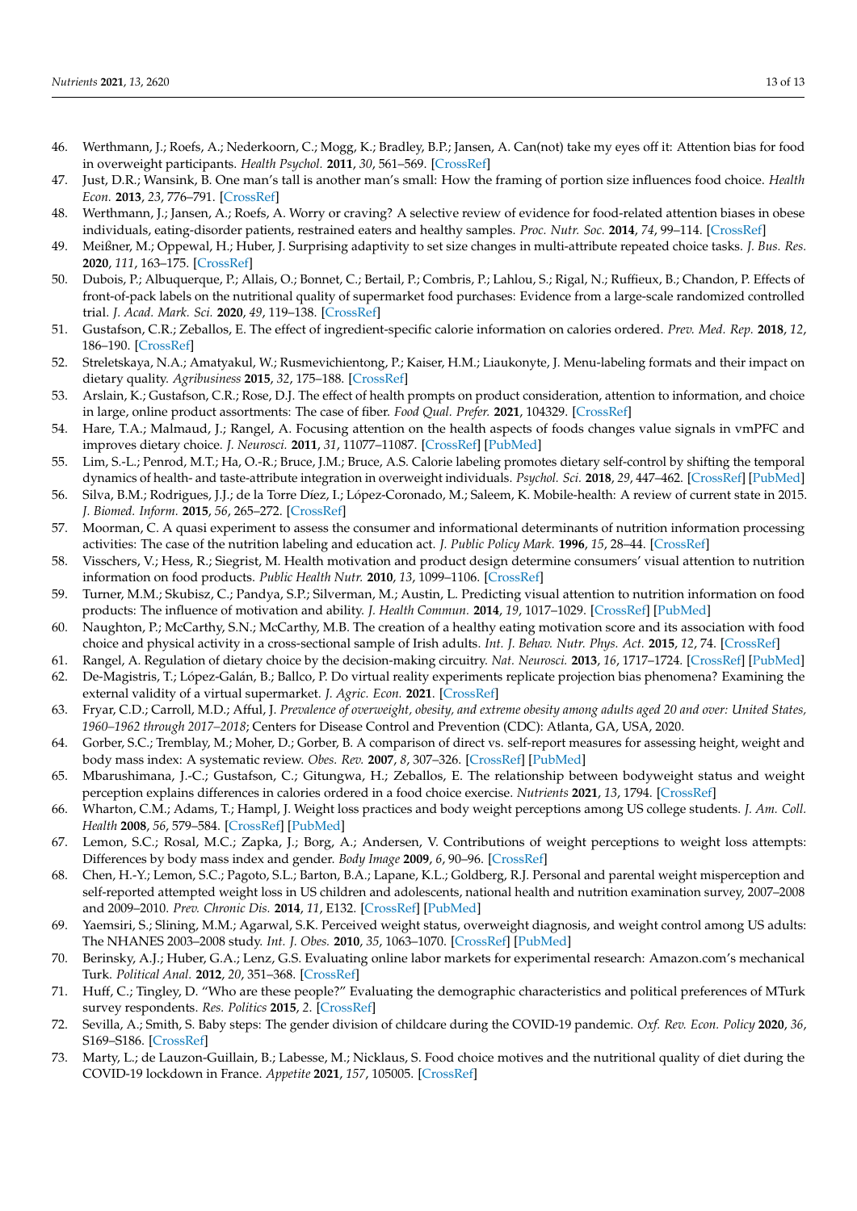46. Werthmann, J.; Roefs, A.; Nederkoorn, C.; Mogg, K.; Bradley, B.P.; Jansen, A. Can(not) take my eyes off it: Attention bias for food in overweight participants. *Health Psychol.* **2011**, *30*, 561–569. [CrossRef]
47. Just, D.R.; Wansink, B. One man's tall is another man's small: How the framing of portion size influences food choice. *Health Econ.* **2013**, *23*, 776–791. [CrossRef]
48. Werthmann, J.; Jansen, A.; Roefs, A. Worry or craving? A selective review of evidence for food-related attention biases in obese individuals, eating-disorder patients, restrained eaters and healthy samples. *Proc. Nutr. Soc.* **2014**, *74*, 99–114. [CrossRef]
49. Meißner, M.; Oppewal, H.; Huber, J. Surprising adaptivity to set size changes in multi-attribute repeated choice tasks. *J. Bus. Res.* **2020**, *111*, 163–175. [CrossRef]
50. Dubois, P.; Albuquerque, P.; Allais, O.; Bonnet, C.; Bertail, P.; Combris, P.; Lahlou, S.; Rigal, N.; Ruffieux, B.; Chandon, P. Effects of front-of-pack labels on the nutritional quality of supermarket food purchases: Evidence from a large-scale randomized controlled trial. *J. Acad. Mark. Sci.* **2020**, *49*, 119–138. [CrossRef]
51. Gustafson, C.R.; Zeballos, E. The effect of ingredient-specific calorie information on calories ordered. *Prev. Med. Rep.* **2018**, *12*, 186–190. [CrossRef]
52. Streletskaya, N.A.; Amatyakul, W.; Rusmevichientong, P.; Kaiser, H.M.; Liaukonyte, J. Menu-labeling formats and their impact on dietary quality. *Agribusiness* **2015**, *32*, 175–188. [CrossRef]
53. Arslain, K.; Gustafson, C.R.; Rose, D.J. The effect of health prompts on product consideration, attention to information, and choice in large, online product assortments: The case of fiber. *Food Qual. Prefer.* **2021**, 104329. [CrossRef]
54. Hare, T.A.; Malmaud, J.; Rangel, A. Focusing attention on the health aspects of foods changes value signals in vmPFC and improves dietary choice. *J. Neurosci.* **2011**, *31*, 11077–11087. [CrossRef] [PubMed]
55. Lim, S.-L.; Penrod, M.T.; Ha, O.-R.; Bruce, J.M.; Bruce, A.S. Calorie labeling promotes dietary self-control by shifting the temporal dynamics of health- and taste-attribute integration in overweight individuals. *Psychol. Sci.* **2018**, *29*, 447–462. [CrossRef] [PubMed]
56. Silva, B.M.; Rodrigues, J.J.; de la Torre Díez, I.; López-Coronado, M.; Saleem, K. Mobile-health: A review of current state in 2015. *J. Biomed. Inform.* **2015**, *56*, 265–272. [CrossRef]
57. Moorman, C. A quasi experiment to assess the consumer and informational determinants of nutrition information processing activities: The case of the nutrition labeling and education act. *J. Public Policy Mark.* **1996**, *15*, 28–44. [CrossRef]
58. Visschers, V.; Hess, R.; Siegrist, M. Health motivation and product design determine consumers' visual attention to nutrition information on food products. *Public Health Nutr.* **2010**, *13*, 1099–1106. [CrossRef]
59. Turner, M.M.; Skubisz, C.; Pandya, S.P.; Silverman, M.; Austin, L. Predicting visual attention to nutrition information on food products: The influence of motivation and ability. *J. Health Commun.* **2014**, *19*, 1017–1029. [CrossRef] [PubMed]
60. Naughton, P.; McCarthy, S.N.; McCarthy, M.B. The creation of a healthy eating motivation score and its association with food choice and physical activity in a cross-sectional sample of Irish adults. *Int. J. Behav. Nutr. Phys. Act.* **2015**, *12*, 74. [CrossRef]
61. Rangel, A. Regulation of dietary choice by the decision-making circuitry. *Nat. Neurosci.* **2013**, *16*, 1717–1724. [CrossRef] [PubMed]
62. De-Magistris, T.; López-Galán, B.; Ballco, P. Do virtual reality experiments replicate projection bias phenomena? Examining the external validity of a virtual supermarket. *J. Agric. Econ.* **2021**. [CrossRef]
63. Fryar, C.D.; Carroll, M.D.; Afful, J. *Prevalence of overweight, obesity, and extreme obesity among adults aged 20 and over: United States, 1960–1962 through 2017–2018*; Centers for Disease Control and Prevention (CDC): Atlanta, GA, USA, 2020.
64. Gorber, S.C.; Tremblay, M.; Moher, D.; Gorber, B. A comparison of direct vs. self-report measures for assessing height, weight and body mass index: A systematic review. *Obes. Rev.* **2007**, *8*, 307–326. [CrossRef] [PubMed]
65. Mbarushimana, J.-C.; Gustafson, C.; Gitungwa, H.; Zeballos, E. The relationship between bodyweight status and weight perception explains differences in calories ordered in a food choice exercise. *Nutrients* **2021**, *13*, 1794. [CrossRef]
66. Wharton, C.M.; Adams, T.; Hampl, J. Weight loss practices and body weight perceptions among US college students. *J. Am. Coll. Health* **2008**, *56*, 579–584. [CrossRef] [PubMed]
67. Lemon, S.C.; Rosal, M.C.; Zapka, J.; Borg, A.; Andersen, V. Contributions of weight perceptions to weight loss attempts: Differences by body mass index and gender. *Body Image* **2009**, *6*, 90–96. [CrossRef]
68. Chen, H.-Y.; Lemon, S.C.; Pagoto, S.L.; Barton, B.A.; Lapane, K.L.; Goldberg, R.J. Personal and parental weight misperception and self-reported attempted weight loss in US children and adolescents, national health and nutrition examination survey, 2007–2008 and 2009–2010. *Prev. Chronic Dis.* **2014**, *11*, E132. [CrossRef] [PubMed]
69. Yaemsiri, S.; Slining, M.M.; Agarwal, S.K. Perceived weight status, overweight diagnosis, and weight control among US adults: The NHANES 2003–2008 study. *Int. J. Obes.* **2010**, *35*, 1063–1070. [CrossRef] [PubMed]
70. Berinsky, A.J.; Huber, G.A.; Lenz, G.S. Evaluating online labor markets for experimental research: Amazon.com's mechanical Turk. *Political Anal.* **2012**, *20*, 351–368. [CrossRef]
71. Huff, C.; Tingley, D. "Who are these people?" Evaluating the demographic characteristics and political preferences of MTurk survey respondents. *Res. Politics* **2015**, *2*. [CrossRef]
72. Sevilla, A.; Smith, S. Baby steps: The gender division of childcare during the COVID-19 pandemic. *Oxf. Rev. Econ. Policy* **2020**, *36*, S169–S186. [CrossRef]
73. Marty, L.; de Lauzon-Guillain, B.; Labesse, M.; Nicklaus, S. Food choice motives and the nutritional quality of diet during the COVID-19 lockdown in France. *Appetite* **2021**, *157*, 105005. [CrossRef]